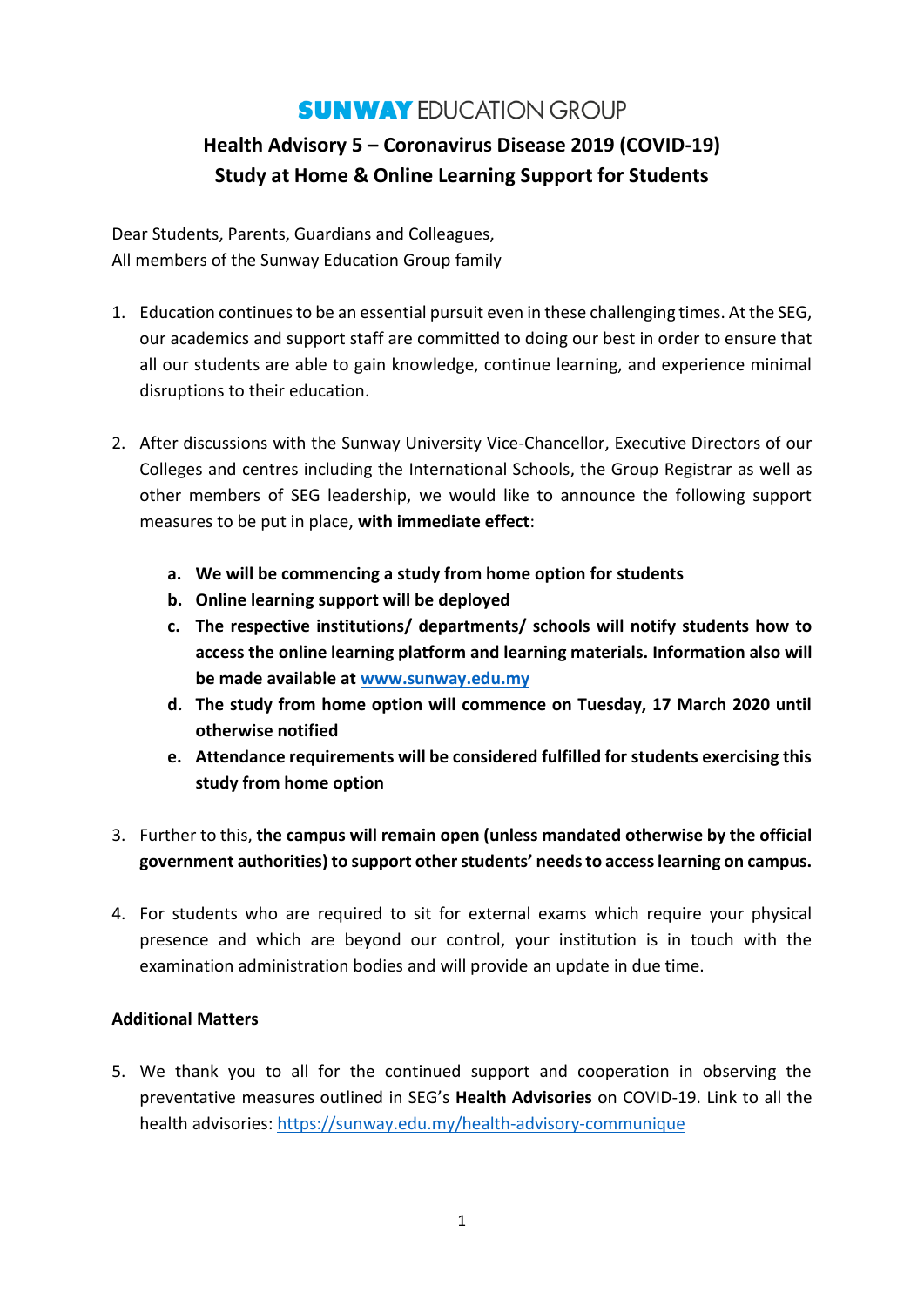# SUNWAY EDUCATION GROUP

## Health Advisory 5 – Coronavirus Disease 2019 (COVID-19)
## Study at Home & Online Learning Support for Students

Dear Students, Parents, Guardians and Colleagues,
All members of the Sunway Education Group family

1. Education continues to be an essential pursuit even in these challenging times. At the SEG, our academics and support staff are committed to doing our best in order to ensure that all our students are able to gain knowledge, continue learning, and experience minimal disruptions to their education.

2. After discussions with the Sunway University Vice-Chancellor, Executive Directors of our Colleges and centres including the International Schools, the Group Registrar as well as other members of SEG leadership, we would like to announce the following support measures to be put in place, **with immediate effect**:

   a. **We will be commencing a study from home option for students**
   b. **Online learning support will be deployed**
   c. **The respective institutions/ departments/ schools will notify students how to access the online learning platform and learning materials. Information also will be made available at [www.sunway.edu.my](www.sunway.edu.my)**
   d. **The study from home option will commence on Tuesday, 17 March 2020 until otherwise notified**
   e. **Attendance requirements will be considered fulfilled for students exercising this study from home option**

3. Further to this, **the campus will remain open (unless mandated otherwise by the official government authorities) to support other students' needs to access learning on campus.**

4. For students who are required to sit for external exams which require your physical presence and which are beyond our control, your institution is in touch with the examination administration bodies and will provide an update in due time.

**Additional Matters**

5. We thank you to all for the continued support and cooperation in observing the preventative measures outlined in SEG's **Health Advisories** on COVID-19. Link to all the health advisories: [https://sunway.edu.my/health-advisory-communique](https://sunway.edu.my/health-advisory-communique)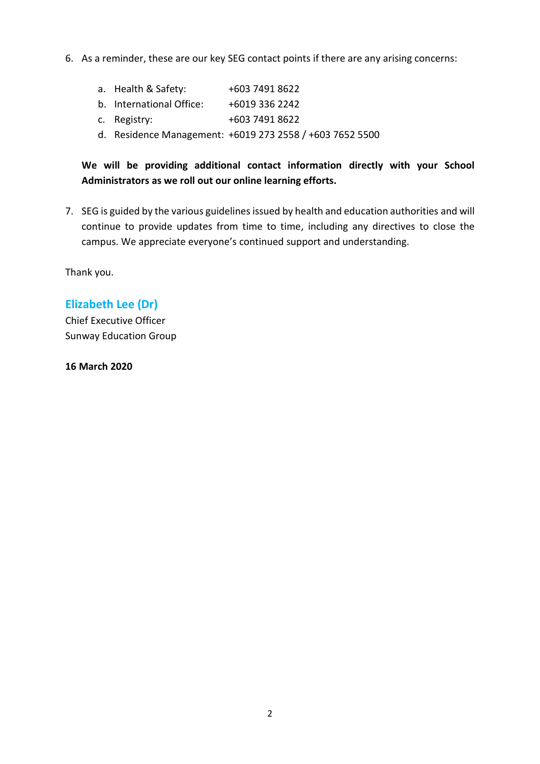6. As a reminder, these are our key SEG contact points if there are any arising concerns:

   a. Health & Safety: +603 7491 8622
   b. International Office: +6019 336 2242
   c. Registry: +603 7491 8622
   d. Residence Management: +6019 273 2558 / +603 7652 5500

   **We will be providing additional contact information directly with your School Administrators as we roll out our online learning efforts.**

7. SEG is guided by the various guidelines issued by health and education authorities and will continue to provide updates from time to time, including any directives to close the campus. We appreciate everyone's continued support and understanding.

Thank you.

**Elizabeth Lee (Dr)**
Chief Executive Officer
Sunway Education Group

**16 March 2020**